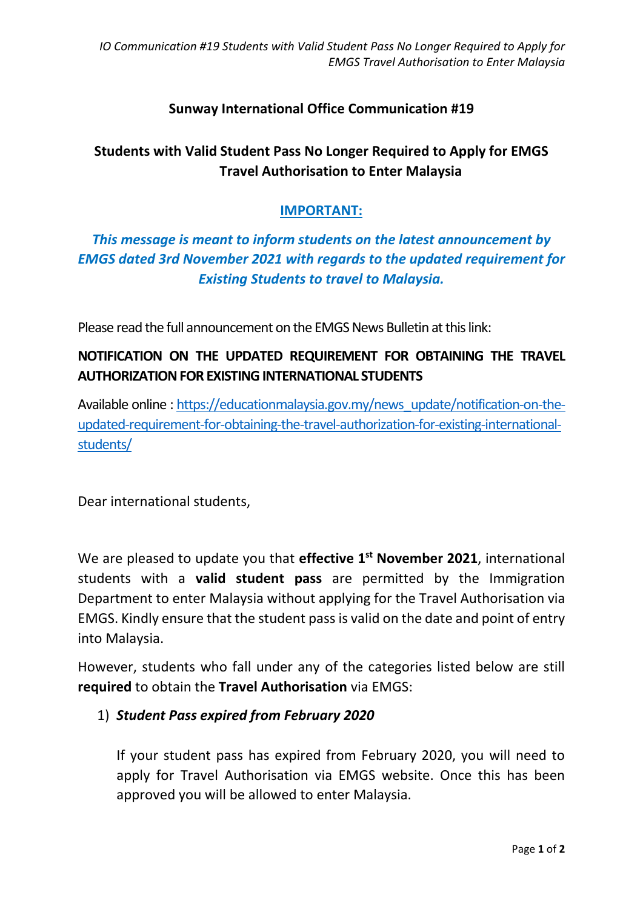**Sunway International Office Communication #19**

**Students with Valid Student Pass No Longer Required to Apply for EMGS Travel Authorisation to Enter Malaysia**

**IMPORTANT:**

***This message is meant to inform students on the latest announcement by EMGS dated 3rd November 2021 with regards to the updated requirement for Existing Students to travel to Malaysia.***

Please read the full announcement on the EMGS News Bulletin at this link:

**NOTIFICATION ON THE UPDATED REQUIREMENT FOR OBTAINING THE TRAVEL AUTHORIZATION FOR EXISTING INTERNATIONAL STUDENTS**

Available online : https://educationmalaysia.gov.my/news_update/notification-on-the-updated-requirement-for-obtaining-the-travel-authorization-for-existing-international-students/

Dear international students,

We are pleased to update you that **effective 1st November 2021**, international students with a **valid student pass** are permitted by the Immigration Department to enter Malaysia without applying for the Travel Authorisation via EMGS. Kindly ensure that the student pass is valid on the date and point of entry into Malaysia.

However, students who fall under any of the categories listed below are still **required** to obtain the **Travel Authorisation** via EMGS:

1) ***Student Pass expired from February 2020***

   If your student pass has expired from February 2020, you will need to apply for Travel Authorisation via EMGS website. Once this has been approved you will be allowed to enter Malaysia.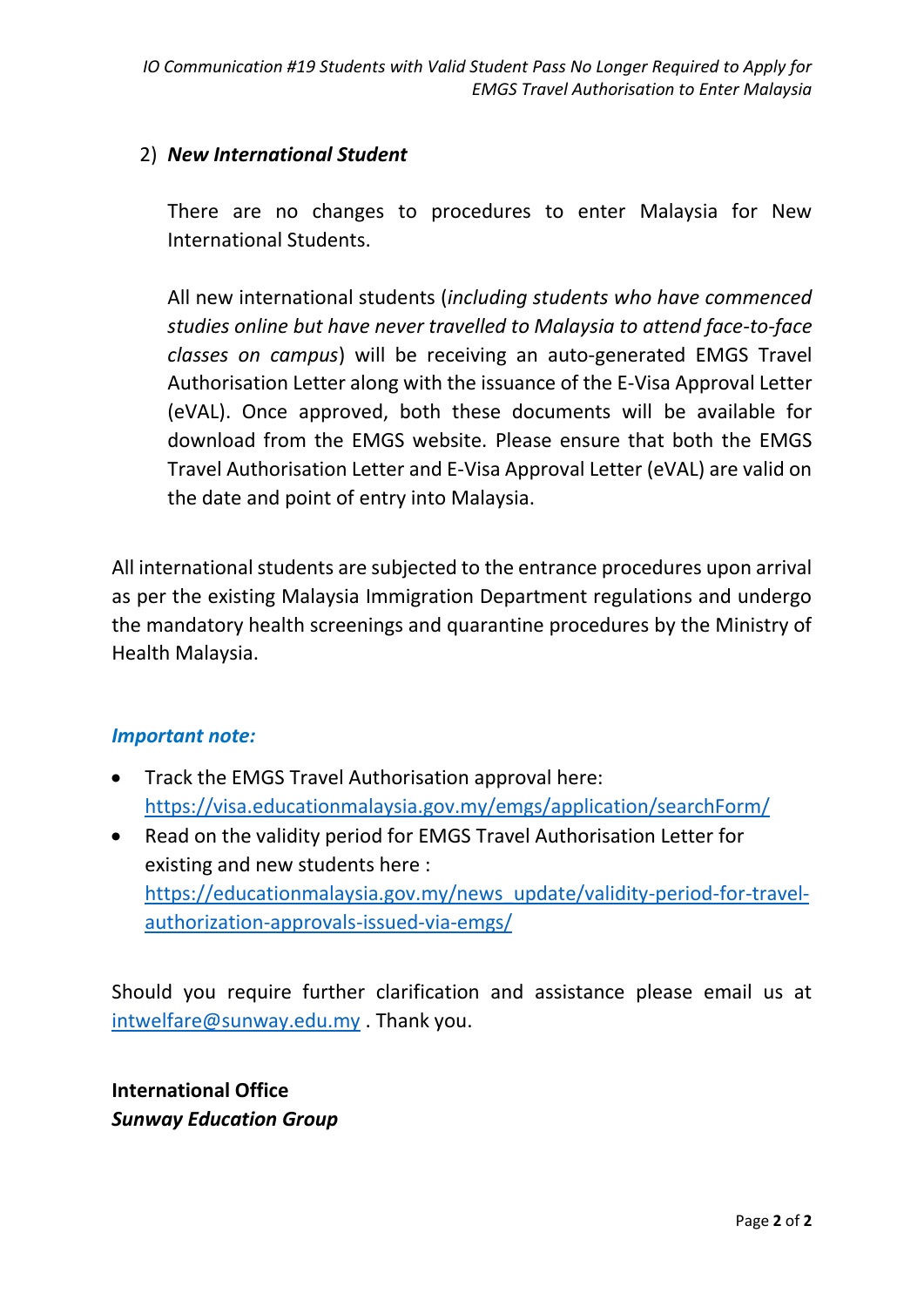2) ***New International Student***

   There are no changes to procedures to enter Malaysia for New International Students.

   All new international students (*including students who have commenced studies online but have never travelled to Malaysia to attend face-to-face classes on campus*) will be receiving an auto-generated EMGS Travel Authorisation Letter along with the issuance of the E-Visa Approval Letter (eVAL). Once approved, both these documents will be available for download from the EMGS website. Please ensure that both the EMGS Travel Authorisation Letter and E-Visa Approval Letter (eVAL) are valid on the date and point of entry into Malaysia.

All international students are subjected to the entrance procedures upon arrival as per the existing Malaysia Immigration Department regulations and undergo the mandatory health screenings and quarantine procedures by the Ministry of Health Malaysia.

***Important note:***

- Track the EMGS Travel Authorisation approval here: https://visa.educationmalaysia.gov.my/emgs/application/searchForm/
- Read on the validity period for EMGS Travel Authorisation Letter for existing and new students here : https://educationmalaysia.gov.my/news_update/validity-period-for-travel-authorization-approvals-issued-via-emgs/

Should you require further clarification and assistance please email us at intwelfare@sunway.edu.my . Thank you.

**International Office**
***Sunway Education Group***